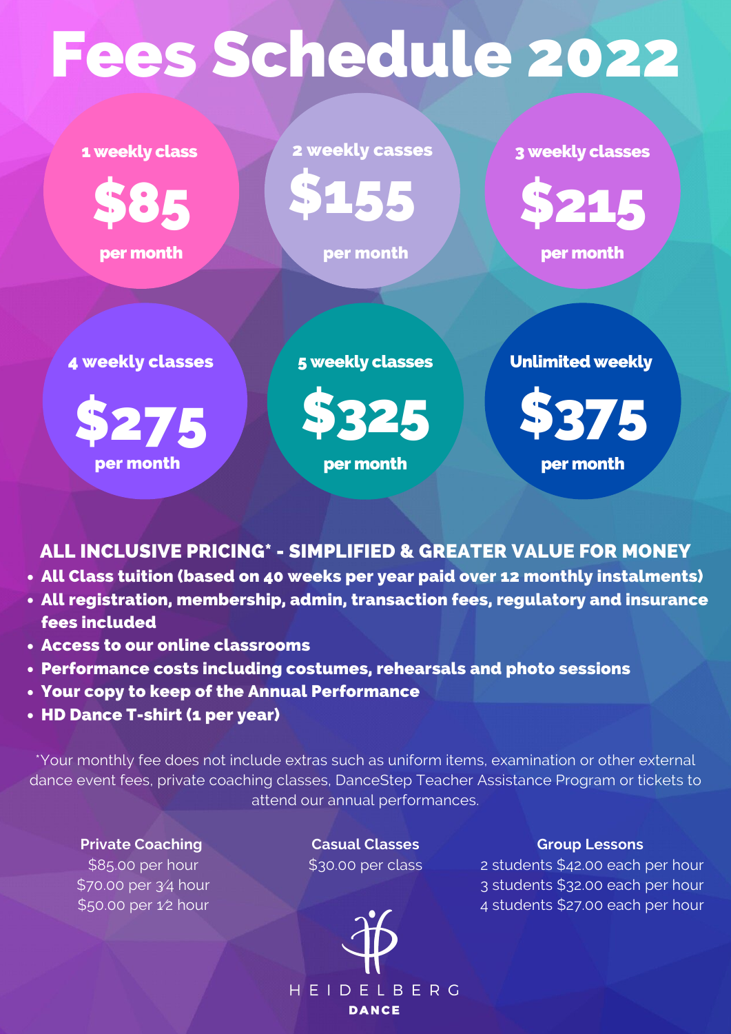# Fees Schedule 2022

| Classes | Fee |
|---|---|
| 1 weekly class | $85 per month |
| 2 weekly casses | $155 per month |
| 3 weekly classes | $215 per month |
| 4 weekly classes | $275 per month |
| 5 weekly classes | $325 per month |
| Unlimited weekly | $375 per month |

**ALL INCLUSIVE PRICING* - SIMPLIFIED & GREATER VALUE FOR MONEY**

- **All Class tuition (based on 40 weeks per year paid over 12 monthly instalments)**
- **All registration, membership, admin, transaction fees, regulatory and insurance fees included**
- **Access to our online classrooms**
- **Performance costs including costumes, rehearsals and photo sessions**
- **Your copy to keep of the Annual Performance**
- **HD Dance T-shirt (1 per year)**

*Your monthly fee does not include extras such as uniform items, examination or other external dance event fees, private coaching classes, DanceStep Teacher Assistance Program or tickets to attend our annual performances.

**Private Coaching**
$85.00 per hour
$70.00 per 3⁄4 hour
$50.00 per 1⁄2 hour

**Casual Classes**
$30.00 per class

**Group Lessons**
2 students $42.00 each per hour
3 students $32.00 each per hour
4 students $27.00 each per hour

HEIDELBERG
**DANCE**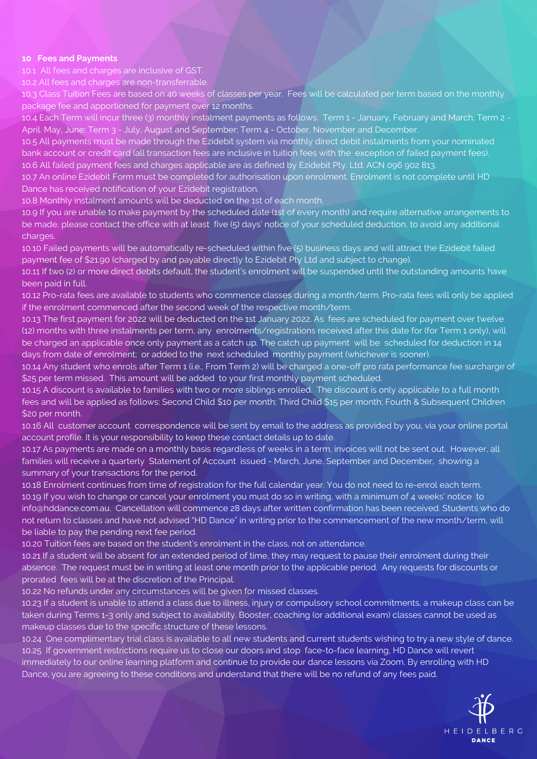**10 Fees and Payments**

10.1 All fees and charges are inclusive of GST.

10.2 All fees and charges are non-transferrable.

10.3 Class Tuition Fees are based on 40 weeks of classes per year. Fees will be calculated per term based on the monthly package fee and apportioned for payment over 12 months.

10.4 Each Term will incur three (3) monthly instalment payments as follows: Term 1 - January, February and March; Term 2 - April. May, June; Term 3 - July, August and September; Term 4 - October, November and December.

10.5 All payments must be made through the Ezidebit system via monthly direct debit instalments from your nominated bank account or credit card (all transaction fees are inclusive in tuition fees with the exception of failed payment fees).

10.6 All failed payment fees and charges applicable are as defined by Ezidebit Pty. Ltd. ACN 096 902 813.

10.7 An online Ezidebit Form must be completed for authorisation upon enrolment. Enrolment is not complete until HD Dance has received notification of your Ezidebit registration.

10.8 Monthly instalment amounts will be deducted on the 1st of each month.

10.9 If you are unable to make payment by the scheduled date (1st of every month) and require alternative arrangements to be made, please contact the office with at least five (5) days' notice of your scheduled deduction, to avoid any additional charges.

10.10 Failed payments will be automatically re-scheduled within five (5) business days and will attract the Ezidebit failed payment fee of $21.90 (charged by and payable directly to Ezidebit Pty Ltd and subject to change).

10.11 If two (2) or more direct debits default, the student's enrolment will be suspended until the outstanding amounts have been paid in full.

10.12 Pro-rata fees are available to students who commence classes during a month/term. Pro-rata fees will only be applied if the enrolment commenced after the second week of the respective month/term.

10.13 The first payment for 2022 will be deducted on the 1st January 2022. As fees are scheduled for payment over twelve (12) months with three instalments per term, any enrolments/registrations received after this date for (for Term 1 only), will be charged an applicable once only payment as a catch up. The catch up payment will be scheduled for deduction in 14 days from date of enrolment; or added to the next scheduled monthly payment (whichever is sooner).

10.14 Any student who enrols after Term 1 (i.e., From Term 2) will be charged a one-off pro rata performance fee surcharge of $25 per term missed. This amount will be added to your first monthly payment scheduled.

10.15 A discount is available to families with two or more siblings enrolled. The discount is only applicable to a full month fees and will be applied as follows: Second Child $10 per month; Third Child $15 per month; Fourth & Subsequent Children $20 per month.

10.16 All customer account correspondence will be sent by email to the address as provided by you, via your online portal account profile. It is your responsibility to keep these contact details up to date.

10.17 As payments are made on a monthly basis regardless of weeks in a term, invoices will not be sent out. However, all families will receive a quarterly Statement of Account issued - March, June, September and December, showing a summary of your transactions for the period.

10.18 Enrolment continues from time of registration for the full calendar year. You do not need to re-enrol each term.

10.19 If you wish to change or cancel your enrolment you must do so in writing, with a minimum of 4 weeks' notice to info@hddance.com.au. Cancellation will commence 28 days after written confirmation has been received. Students who do not return to classes and have not advised "HD Dance" in writing prior to the commencement of the new month/term, will be liable to pay the pending next fee period.

10.20 Tuition fees are based on the student's enrolment in the class, not on attendance.

10.21 If a student will be absent for an extended period of time, they may request to pause their enrolment during their absence. The request must be in writing at least one month prior to the applicable period. Any requests for discounts or prorated fees will be at the discretion of the Principal.

10.22 No refunds under any circumstances will be given for missed classes.

10.23 If a student is unable to attend a class due to illness, injury or compulsory school commitments, a makeup class can be taken during Terms 1-3 only and subject to availability. Booster, coaching (or additional exam) classes cannot be used as makeup classes due to the specific structure of these lessons.

10.24 One complimentary trial class is available to all new students and current students wishing to try a new style of dance.

10.25 If government restrictions require us to close our doors and stop face-to-face learning, HD Dance will revert immediately to our online learning platform and continue to provide our dance lessons via Zoom. By enrolling with HD Dance, you are agreeing to these conditions and understand that there will be no refund of any fees paid.

HEIDELBERG DANCE